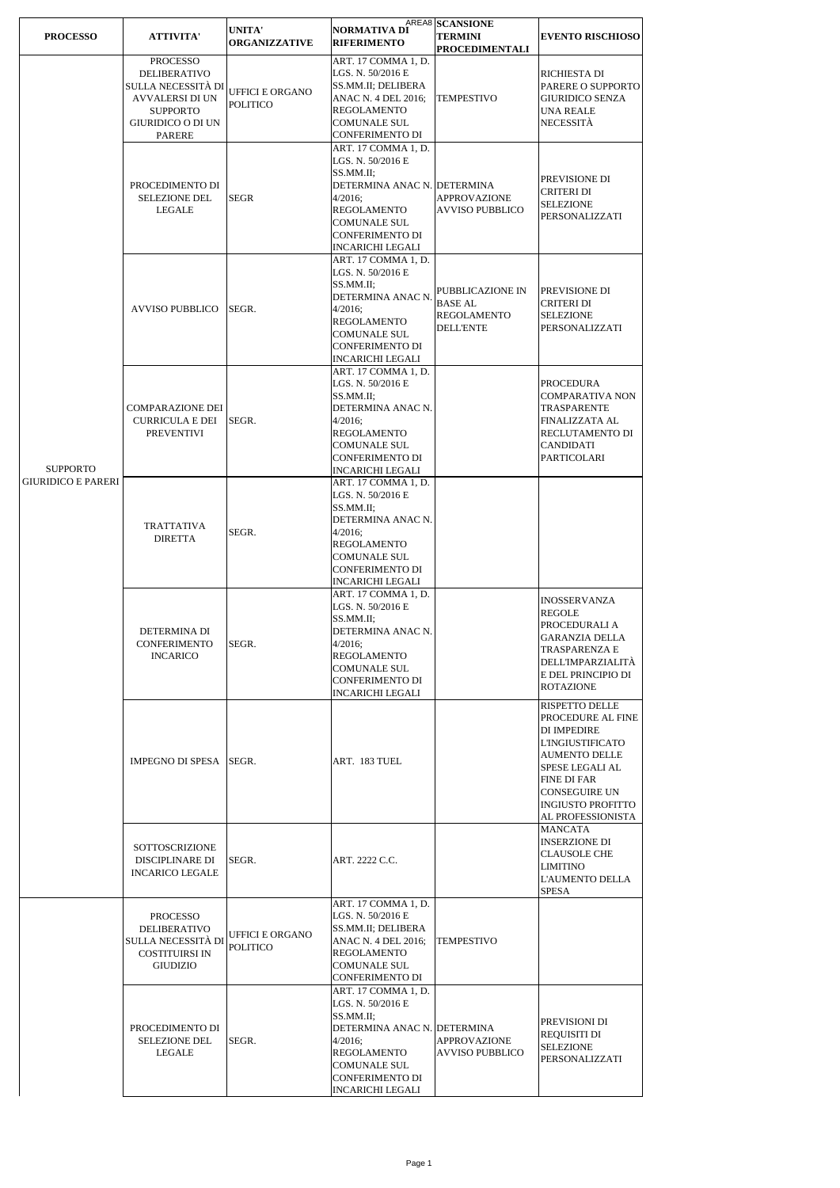AREA8

| PROCESSO | ATTIVITA' | UNITA' ORGANIZZATIVE | NORMATIVA DI RIFERIMENTO | SCANSIONE TERMINI PROCEDIMENTALI | EVENTO RISCHIOSO |
|---|---|---|---|---|---|
| SUPPORTO GIURIDICO E PARERI | PROCESSO DELIBERATIVO SULLA NECESSITÀ DI AVVALERSI DI UN SUPPORTO GIURIDICO O DI UN PARERE | UFFICI E ORGANO POLITICO | ART. 17 COMMA 1, D. LGS. N. 50/2016 E SS.MM.II; DELIBERA ANAC N. 4 DEL 2016; REGOLAMENTO COMUNALE SUL CONFERIMENTO DI | TEMPESTIVO | RICHIESTA DI PARERE O SUPPORTO GIURIDICO SENZA UNA REALE NECESSITÀ |
| | PROCEDIMENTO DI SELEZIONE DEL LEGALE | SEGR | ART. 17 COMMA 1, D. LGS. N. 50/2016 E SS.MM.II; DETERMINA ANAC N. 4/2016; REGOLAMENTO COMUNALE SUL CONFERIMENTO DI INCARICHI LEGALI | DETERMINA APPROVAZIONE AVVISO PUBBLICO | PREVISIONE DI CRITERI DI SELEZIONE PERSONALIZZATI |
| | AVVISO PUBBLICO | SEGR. | ART. 17 COMMA 1, D. LGS. N. 50/2016 E SS.MM.II; DETERMINA ANAC N. 4/2016; REGOLAMENTO COMUNALE SUL CONFERIMENTO DI INCARICHI LEGALI | PUBBLICAZIONE IN BASE AL REGOLAMENTO DELL'ENTE | PREVISIONE DI CRITERI DI SELEZIONE PERSONALIZZATI |
| | COMPARAZIONE DEI CURRICULA E DEI PREVENTIVI | SEGR. | ART. 17 COMMA 1, D. LGS. N. 50/2016 E SS.MM.II; DETERMINA ANAC N. 4/2016; REGOLAMENTO COMUNALE SUL CONFERIMENTO DI INCARICHI LEGALI | | PROCEDURA COMPARATIVA NON TRASPARENTE FINALIZZATA AL RECLUTAMENTO DI CANDIDATI PARTICOLARI |
| | TRATTATIVA DIRETTA | SEGR. | ART. 17 COMMA 1, D. LGS. N. 50/2016 E SS.MM.II; DETERMINA ANAC N. 4/2016; REGOLAMENTO COMUNALE SUL CONFERIMENTO DI INCARICHI LEGALI | | |
| | DETERMINA DI CONFERIMENTO INCARICO | SEGR. | ART. 17 COMMA 1, D. LGS. N. 50/2016 E SS.MM.II; DETERMINA ANAC N. 4/2016; REGOLAMENTO COMUNALE SUL CONFERIMENTO DI INCARICHI LEGALI | | INOSSERVANZA REGOLE PROCEDURALI A GARANZIA DELLA TRASPARENZA E DELL'IMPARZIALITÀ E DEL PRINCIPIO DI ROTAZIONE |
| | IMPEGNO DI SPESA | SEGR. | ART. 183 TUEL | | RISPETTO DELLE PROCEDURE AL FINE DI IMPEDIRE L'INGIUSTIFICATO AUMENTO DELLE SPESE LEGALI AL FINE DI FAR CONSEGUIRE UN INGIUSTO PROFITTO AL PROFESSIONISTA |
| | SOTTOSCRIZIONE DISCIPLINARE DI INCARICO LEGALE | SEGR. | ART. 2222 C.C. | | MANCATA INSERZIONE DI CLAUSOLE CHE LIMITINO L'AUMENTO DELLA SPESA |
| | PROCESSO DELIBERATIVO SULLA NECESSITÀ DI COSTITUIRSI IN GIUDIZIO | UFFICI E ORGANO POLITICO | ART. 17 COMMA 1, D. LGS. N. 50/2016 E SS.MM.II; DELIBERA ANAC N. 4 DEL 2016; REGOLAMENTO COMUNALE SUL CONFERIMENTO DI | TEMPESTIVO | |
| | PROCEDIMENTO DI SELEZIONE DEL LEGALE | SEGR. | ART. 17 COMMA 1, D. LGS. N. 50/2016 E SS.MM.II; DETERMINA ANAC N. 4/2016; REGOLAMENTO COMUNALE SUL CONFERIMENTO DI INCARICHI LEGALI | DETERMINA APPROVAZIONE AVVISO PUBBLICO | PREVISIONI DI REQUISITI DI SELEZIONE PERSONALIZZATI |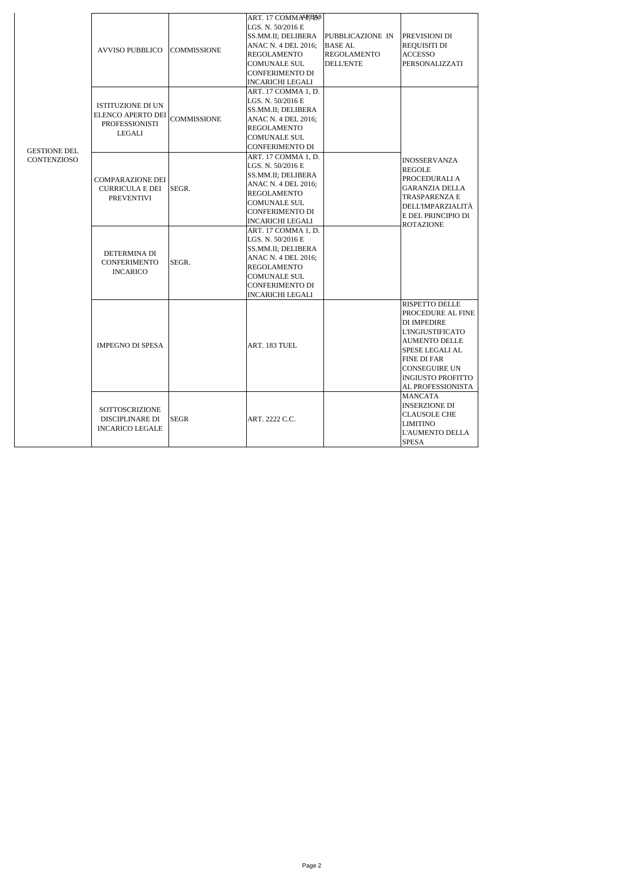| | | | | | |
|---|---|---|---|---|---|
| GESTIONE DEL CONTENZIOSO | AVVISO PUBBLICO | COMMISSIONE | ART. 17 COMMA 1, D. LGS. N. 50/2016 E SS.MM.II; DELIBERA ANAC N. 4 DEL 2016; REGOLAMENTO COMUNALE SUL CONFERIMENTO DI INCARICHI LEGALI | PUBBLICAZIONE IN BASE AL REGOLAMENTO DELL'ENTE | PREVISIONI DI REQUISITI DI ACCESSO PERSONALIZZATI |
| | ISTITUZIONE DI UN ELENCO APERTO DEI PROFESSIONISTI LEGALI | COMMISSIONE | ART. 17 COMMA 1, D. LGS. N. 50/2016 E SS.MM.II; DELIBERA ANAC N. 4 DEL 2016; REGOLAMENTO COMUNALE SUL CONFERIMENTO DI | | INOSSERVANZA REGOLE PROCEDURALI A GARANZIA DELLA TRASPARENZA E DELL'IMPARZIALITÀ E DEL PRINCIPIO DI ROTAZIONE |
| | COMPARAZIONE DEI CURRICULA E DEI PREVENTIVI | SEGR. | ART. 17 COMMA 1, D. LGS. N. 50/2016 E SS.MM.II; DELIBERA ANAC N. 4 DEL 2016; REGOLAMENTO COMUNALE SUL CONFERIMENTO DI INCARICHI LEGALI | | |
| | DETERMINA DI CONFERIMENTO INCARICO | SEGR. | ART. 17 COMMA 1, D. LGS. N. 50/2016 E SS.MM.II; DELIBERA ANAC N. 4 DEL 2016; REGOLAMENTO COMUNALE SUL CONFERIMENTO DI INCARICHI LEGALI | | |
| | IMPEGNO DI SPESA | | ART. 183 TUEL | | RISPETTO DELLE PROCEDURE AL FINE DI IMPEDIRE L'INGIUSTIFICATO AUMENTO DELLE SPESE LEGALI AL FINE DI FAR CONSEGUIRE UN INGIUSTO PROFITTO AL PROFESSIONISTA |
| | SOTTOSCRIZIONE DISCIPLINARE DI INCARICO LEGALE | SEGR | ART. 2222 C.C. | | MANCATA INSERZIONE DI CLAUSOLE CHE LIMITINO L'AUMENTO DELLA SPESA |